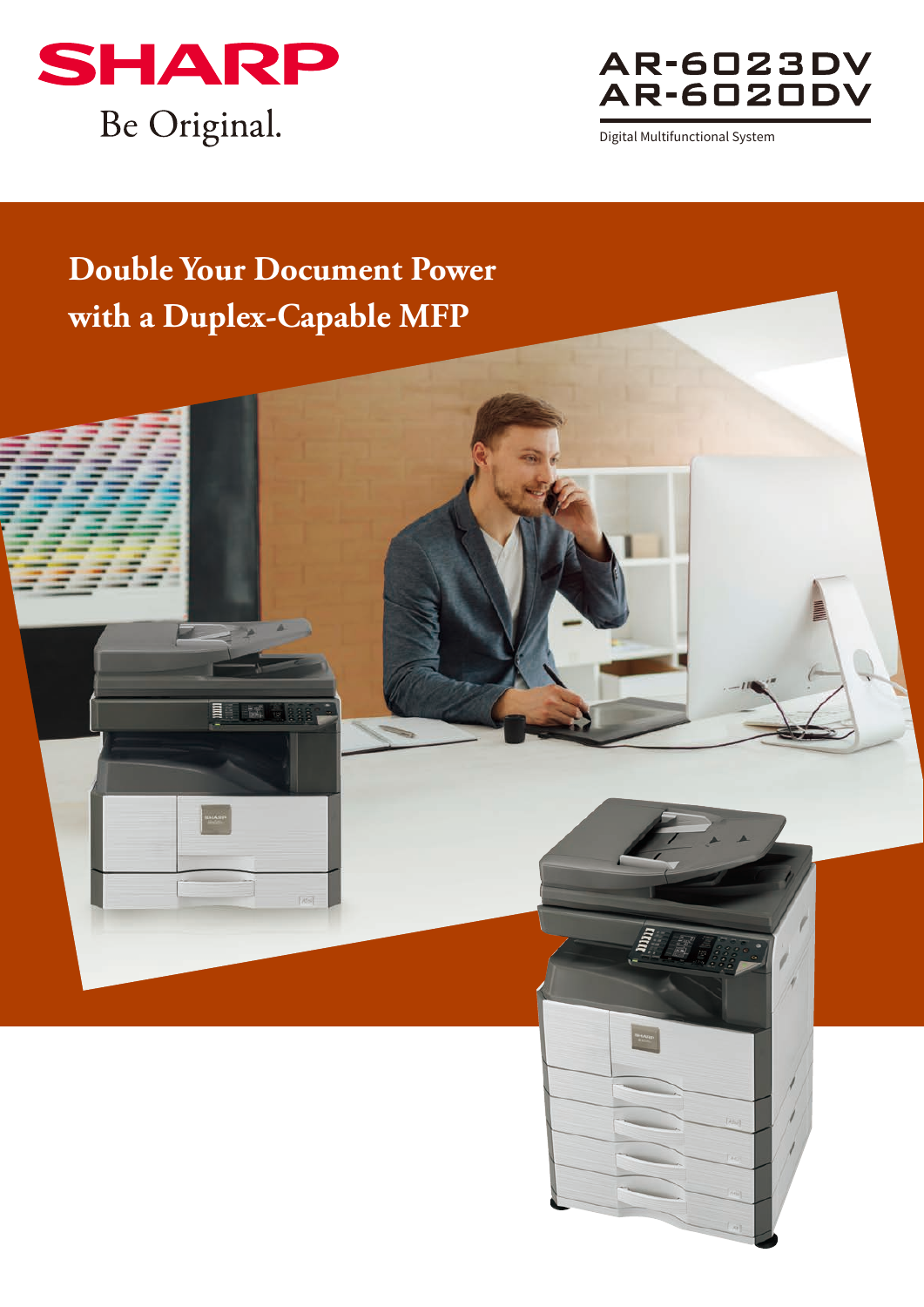SHARP

Be Original.

# AR-6023DV
# AR-6020DV

Digital Multifunctional System

## Double Your Document Power with a Duplex-Capable MFP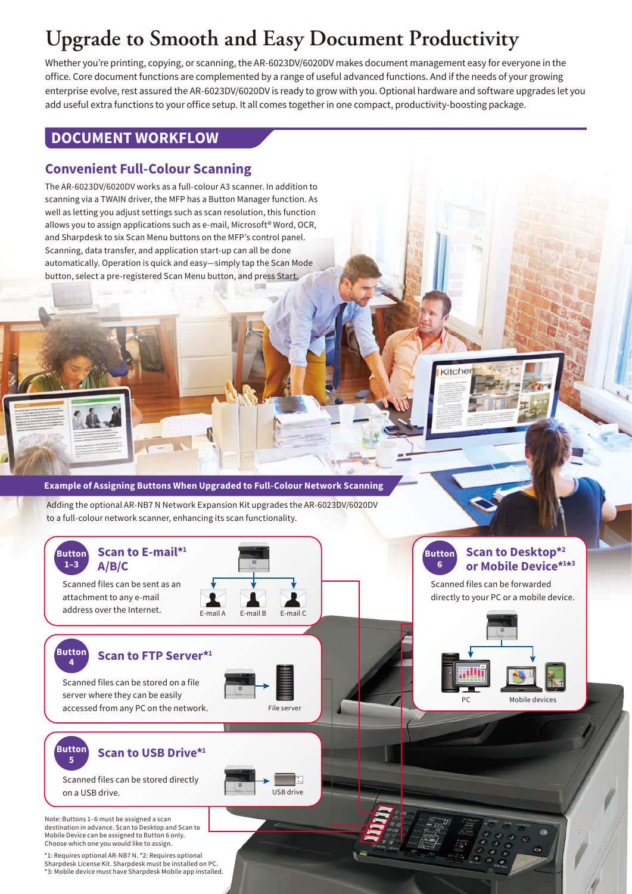# Upgrade to Smooth and Easy Document Productivity

Whether you're printing, copying, or scanning, the AR-6023DV/6020DV makes document management easy for everyone in the office. Core document functions are complemented by a range of useful advanced functions. And if the needs of your growing enterprise evolve, rest assured the AR-6023DV/6020DV is ready to grow with you. Optional hardware and software upgrades let you add useful extra functions to your office setup. It all comes together in one compact, productivity-boosting package.

## DOCUMENT WORKFLOW

### Convenient Full-Colour Scanning

The AR-6023DV/6020DV works as a full-colour A3 scanner. In addition to scanning via a TWAIN driver, the MFP has a Button Manager function. As well as letting you adjust settings such as scan resolution, this function allows you to assign applications such as e-mail, Microsoft® Word, OCR, and Sharpdesk to six Scan Menu buttons on the MFP's control panel. Scanning, data transfer, and application start-up can all be done automatically. Operation is quick and easy—simply tap the Scan Mode button, select a pre-registered Scan Menu button, and press Start.

#### Example of Assigning Buttons When Upgraded to Full-Colour Network Scanning

Adding the optional AR-NB7 N Network Expansion Kit upgrades the AR-6023DV/6020DV to a full-colour network scanner, enhancing its scan functionality.

**Button 1–3 — Scan to E-mail*1 A/B/C**

Scanned files can be sent as an attachment to any e-mail address over the Internet.

E-mail A · E-mail B · E-mail C

**Button 4 — Scan to FTP Server*1**

Scanned files can be stored on a file server where they can be easily accessed from any PC on the network.

File server

**Button 5 — Scan to USB Drive*1**

Scanned files can be stored directly on a USB drive.

USB drive

**Button 6 — Scan to Desktop*2 or Mobile Device*1*3**

Scanned files can be forwarded directly to your PC or a mobile device.

PC · Mobile devices

Note: Buttons 1–6 must be assigned a scan destination in advance. Scan to Desktop and Scan to Mobile Device can be assigned to Button 6 only. Choose which one you would like to assign.

*1: Requires optional AR-NB7 N. *2: Requires optional Sharpdesk License Kit. Sharpdesk must be installed on PC.
*3: Mobile device must have Sharpdesk Mobile app installed.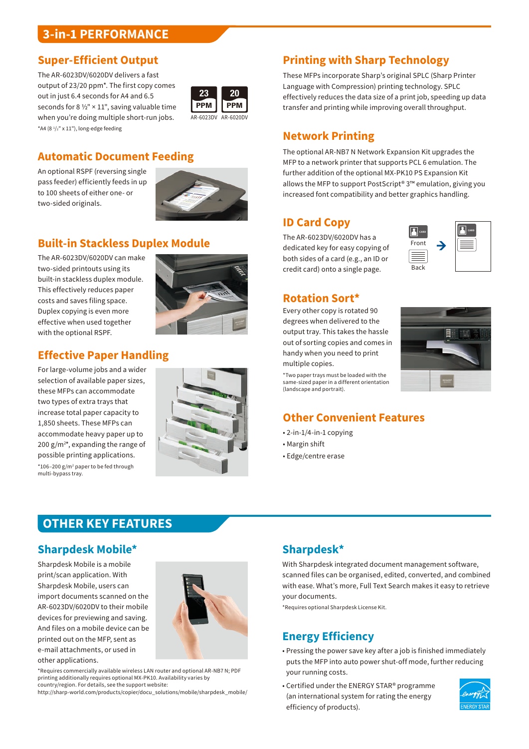# 3-in-1 PERFORMANCE

## Super-Efficient Output

The AR-6023DV/6020DV delivers a fast output of 23/20 ppm*. The first copy comes out in just 6.4 seconds for A4 and 6.5 seconds for 8 ½" × 11", saving valuable time when you're doing multiple short-run jobs.

*A4 (8 ½" x 11"), long-edge feeding

23 PPM AR-6023DV | 20 PPM AR-6020DV

## Automatic Document Feeding

An optional RSPF (reversing single pass feeder) efficiently feeds in up to 100 sheets of either one- or two-sided originals.

## Built-in Stackless Duplex Module

The AR-6023DV/6020DV can make two-sided printouts using its built-in stackless duplex module. This effectively reduces paper costs and saves filing space. Duplex copying is even more effective when used together with the optional RSPF.

## Effective Paper Handling

For large-volume jobs and a wider selection of available paper sizes, these MFPs can accommodate two types of extra trays that increase total paper capacity to 1,850 sheets. These MFPs can accommodate heavy paper up to 200 g/m²*, expanding the range of possible printing applications.

*106–200 g/m² paper to be fed through multi-bypass tray.

## Printing with Sharp Technology

These MFPs incorporate Sharp's original SPLC (Sharp Printer Language with Compression) printing technology. SPLC effectively reduces the data size of a print job, speeding up data transfer and printing while improving overall throughput.

## Network Printing

The optional AR-NB7 N Network Expansion Kit upgrades the MFP to a network printer that supports PCL 6 emulation. The further addition of the optional MX-PK10 PS Expansion Kit allows the MFP to support PostScript® 3™ emulation, giving you increased font compatibility and better graphics handling.

## ID Card Copy

The AR-6023DV/6020DV has a dedicated key for easy copying of both sides of a card (e.g., an ID or credit card) onto a single page.

Front
Back

## Rotation Sort*

Every other copy is rotated 90 degrees when delivered to the output tray. This takes the hassle out of sorting copies and comes in handy when you need to print multiple copies.

*Two paper trays must be loaded with the same-sized paper in a different orientation (landscape and portrait).

## Other Convenient Features

- 2-in-1/4-in-1 copying
- Margin shift
- Edge/centre erase

# OTHER KEY FEATURES

## Sharpdesk Mobile*

Sharpdesk Mobile is a mobile print/scan application. With Sharpdesk Mobile, users can import documents scanned on the AR-6023DV/6020DV to their mobile devices for previewing and saving. And files on a mobile device can be printed out on the MFP, sent as e-mail attachments, or used in other applications.

*Requires commercially available wireless LAN router and optional AR-NB7 N; PDF printing additionally requires optional MX-PK10. Availability varies by country/region. For details, see the support website:
http://sharp-world.com/products/copier/docu_solutions/mobile/sharpdesk_mobile/

## Sharpdesk*

With Sharpdesk integrated document management software, scanned files can be organised, edited, converted, and combined with ease. What's more, Full Text Search makes it easy to retrieve your documents.

*Requires optional Sharpdesk License Kit.

## Energy Efficiency

- Pressing the power save key after a job is finished immediately puts the MFP into auto power shut-off mode, further reducing your running costs.
- Certified under the ENERGY STAR® programme (an international system for rating the energy efficiency of products).

ENERGY STAR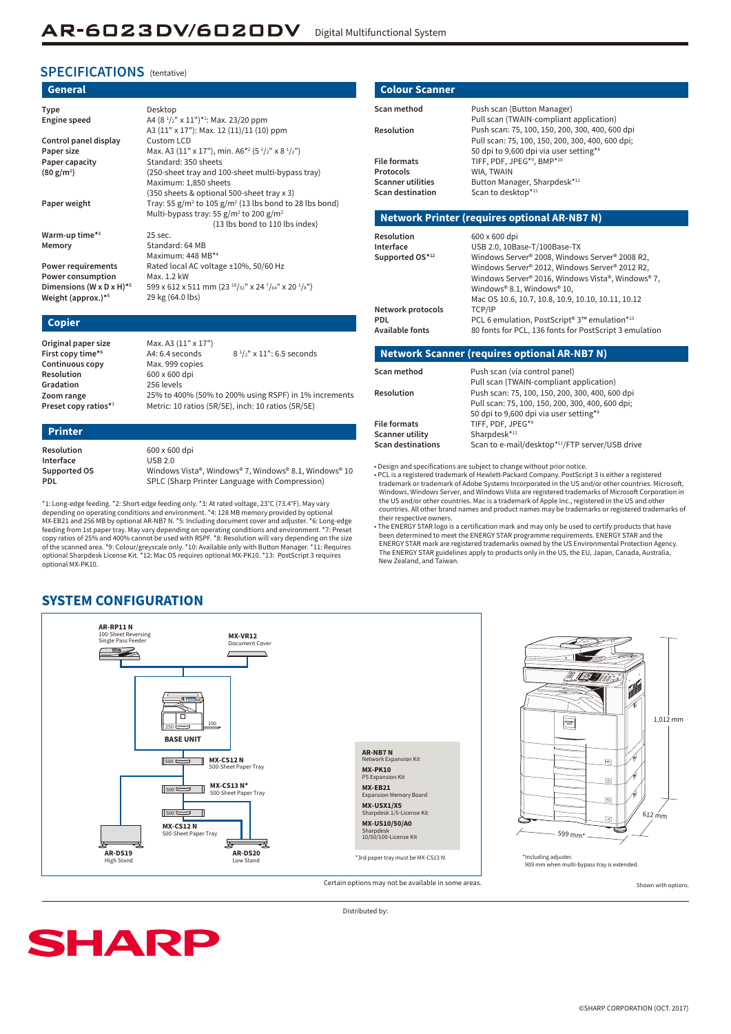# AR-6023DV/6020DV Digital Multifunctional System

## SPECIFICATIONS (tentative)

### General

| | |
|---|---|
| **Type** | Desktop |
| **Engine speed** | A4 (8 1/2" x 11")*1: Max. 23/20 ppm<br>A3 (11" x 17"): Max. 12 (11)/11 (10) ppm |
| **Control panel display** | Custom LCD |
| **Paper size** | Max. A3 (11" x 17"), min. A6*2 (5 1/2" x 8 1/2") |
| **Paper capacity (80 g/m²)** | Standard: 350 sheets<br>(250-sheet tray and 100-sheet multi-bypass tray)<br>Maximum: 1,850 sheets<br>(350 sheets & optional 500-sheet tray x 3) |
| **Paper weight** | Tray: 55 g/m² to 105 g/m² (13 lbs bond to 28 lbs bond)<br>Multi-bypass tray: 55 g/m² to 200 g/m²<br>(13 lbs bond to 110 lbs index) |
| **Warm-up time*3** | 25 sec. |
| **Memory** | Standard: 64 MB<br>Maximum: 448 MB*4 |
| **Power requirements** | Rated local AC voltage ±10%, 50/60 Hz |
| **Power consumption** | Max. 1.2 kW |
| **Dimensions (W x D x H)*5** | 599 x 612 x 511 mm (23 19/32" x 24 7/64" x 20 1/8") |
| **Weight (approx.)*5** | 29 kg (64.0 lbs) |

### Copier

| | |
|---|---|
| **Original paper size** | Max. A3 (11" x 17") |
| **First copy time*6** | A4: 6.4 seconds 8 1/2" x 11": 6.5 seconds |
| **Continuous copy** | Max. 999 copies |
| **Resolution** | 600 x 600 dpi |
| **Gradation** | 256 levels |
| **Zoom range** | 25% to 400% (50% to 200% using RSPF) in 1% increments |
| **Preset copy ratios*7** | Metric: 10 ratios (5R/5E), inch: 10 ratios (5R/5E) |

### Printer

| | |
|---|---|
| **Resolution** | 600 x 600 dpi |
| **Interface** | USB 2.0 |
| **Supported OS** | Windows Vista®, Windows® 7, Windows® 8.1, Windows® 10 |
| **PDL** | SPLC (Sharp Printer Language with Compression) |

*1: Long-edge feeding. *2: Short-edge feeding only. *3: At rated voltage, 23°C (73.4°F). May vary depending on operating conditions and environment. *4: 128 MB memory provided by optional MX-EB21 and 256 MB by optional AR-NB7 N. *5: Including document cover and adjuster. *6: Long-edge feeding from 1st paper tray. May vary depending on operating conditions and environment. *7: Preset copy ratios of 25% and 400% cannot be used with RSPF. *8: Resolution will vary depending on the size of the scanned area. *9: Colour/greyscale only. *10: Available only with Button Manager. *11: Requires optional Sharpdesk License Kit. *12: Mac OS requires optional MX-PK10. *13: PostScript 3 requires optional MX-PK10.

### Colour Scanner

| | |
|---|---|
| **Scan method** | Push scan (Button Manager)<br>Pull scan (TWAIN-compliant application) |
| **Resolution** | Push scan: 75, 100, 150, 200, 300, 400, 600 dpi<br>Pull scan: 75, 100, 150, 200, 300, 400, 600 dpi;<br>50 dpi to 9,600 dpi via user setting*8 |
| **File formats** | TIFF, PDF, JPEG*9, BMP*10 |
| **Protocols** | WIA, TWAIN |
| **Scanner utilities** | Button Manager, Sharpdesk*11 |
| **Scan destination** | Scan to desktop*11 |

### Network Printer (requires optional AR-NB7 N)

| | |
|---|---|
| **Resolution** | 600 x 600 dpi |
| **Interface** | USB 2.0, 10Base-T/100Base-TX |
| **Supported OS*12** | Windows Server® 2008, Windows Server® 2008 R2,<br>Windows Server® 2012, Windows Server® 2012 R2,<br>Windows Server® 2016, Windows Vista®, Windows® 7,<br>Windows® 8.1, Windows® 10,<br>Mac OS 10.6, 10.7, 10.8, 10.9, 10.10, 10.11, 10.12 |
| **Network protocols** | TCP/IP |
| **PDL** | PCL 6 emulation, PostScript® 3™ emulation*13 |
| **Available fonts** | 80 fonts for PCL, 136 fonts for PostScript 3 emulation |

### Network Scanner (requires optional AR-NB7 N)

| | |
|---|---|
| **Scan method** | Push scan (via control panel)<br>Pull scan (TWAIN-compliant application) |
| **Resolution** | Push scan: 75, 100, 150, 200, 300, 400, 600 dpi<br>Pull scan: 75, 100, 150, 200, 300, 400, 600 dpi;<br>50 dpi to 9,600 dpi via user setting*8 |
| **File formats** | TIFF, PDF, JPEG*9 |
| **Scanner utility** | Sharpdesk*11 |
| **Scan destinations** | Scan to e-mail/desktop*11/FTP server/USB drive |

- Design and specifications are subject to change without prior notice.
- PCL is a registered trademark of Hewlett-Packard Company. PostScript 3 is either a registered trademark or trademark of Adobe Systems Incorporated in the US and/or other countries. Microsoft, Windows, Windows Server, and Windows Vista are registered trademarks of Microsoft Corporation in the US and/or other countries. Mac is a trademark of Apple Inc., registered in the US and other countries. All other brand names and product names may be trademarks or registered trademarks of their respective owners.
- The ENERGY STAR logo is a certification mark and may only be used to certify products that have been determined to meet the ENERGY STAR programme requirements. ENERGY STAR and the ENERGY STAR mark are registered trademarks owned by the US Environmental Protection Agency. The ENERGY STAR guidelines apply to products only in the US, the EU, Japan, Canada, Australia, New Zealand, and Taiwan.

## SYSTEM CONFIGURATION

**AR-RP11 N** 100-Sheet Reversing Single Pass Feeder

**MX-VR12** Document Cover

**BASE UNIT** (250, 100)

**MX-CS12 N** 500-Sheet Paper Tray

**MX-CS13 N*** 500-Sheet Paper Tray

**MX-CS12 N** 500-Sheet Paper Tray

**AR-DS19** High Stand

**AR-DS20** Low Stand

**AR-NB7 N** Network Expansion Kit

**MX-PK10** PS Expansion Kit

**MX-EB21** Expansion Memory Board

**MX-USX1/X5** Sharpdesk 1/5-License Kit

**MX-US10/50/A0** Sharpdesk 10/50/100-License Kit

*3rd paper tray must be MX-CS13 N.

Certain options may not be available in some areas.

1,012 mm

612 mm

599 mm*

*Including adjuster.
909 mm when multi-bypass tray is extended.

Shown with options.

Distributed by:

SHARP

©SHARP CORPORATION (OCT. 2017)